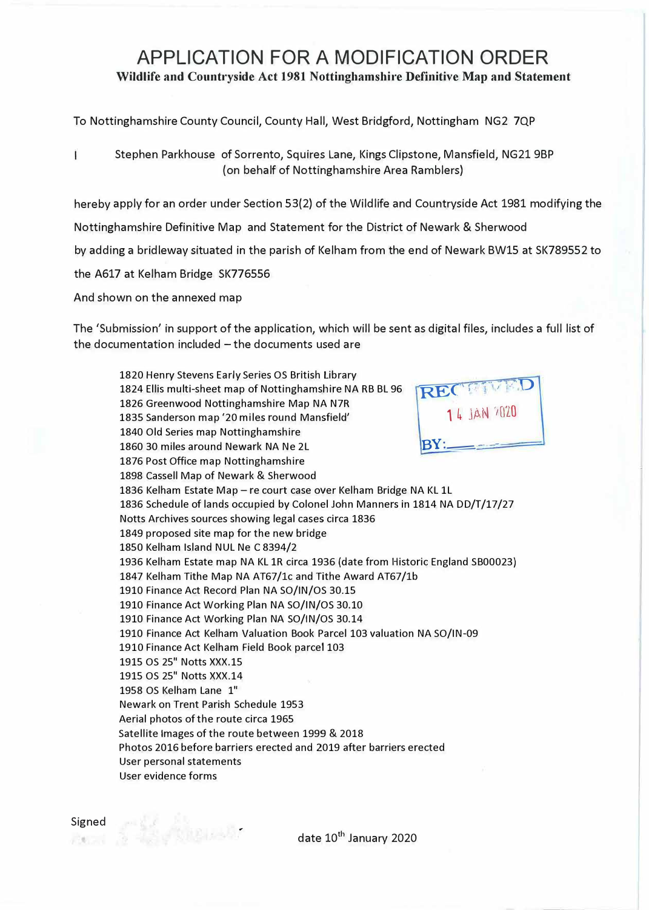# APPLICATION FOR A MODIFICATION ORDER

**Wildlife and Countryside Act 1981 Nottinghamshire Definitive Map and Statement**

To Nottinghamshire County Council, County Hall, West Bridgford, Nottingham NG2 7QP

I Stephen Parkhouse of Sorrento, Squires Lane, Kings Clipstone, Mansfield, NG21 9BP (on behalf of Nottinghamshire Area Ramblers)

hereby apply for an order under Section 53(2) of the Wildlife and Countryside Act 1981 modifying the Nottinghamshire Definitive Map and Statement for the District of Newark & Sherwood by adding a bridleway situated in the parish of Kelham from the end of Newark BW15 at SK789552 to the A617 at Kelham Bridge SK776556

And shown on the annexed map

The 'Submission' in support of the application, which will be sent as digital files, includes a full list of the documentation included – the documents used are

RECEIVED 14 JAN 2020 BY:

- 1820 Henry Stevens Early Series OS British Library
- 1824 Ellis multi-sheet map of Nottinghamshire NA RB BL 96
- 1826 Greenwood Nottinghamshire Map NA N7R
- 1835 Sanderson map '20 miles round Mansfield'
- 1840 Old Series map Nottinghamshire
- 1860 30 miles around Newark NA Ne 2L
- 1876 Post Office map Nottinghamshire
- 1898 Cassell Map of Newark & Sherwood
- 1836 Kelham Estate Map – re court case over Kelham Bridge NA KL 1L
- 1836 Schedule of lands occupied by Colonel John Manners in 1814 NA DD/T/17/27
- Notts Archives sources showing legal cases circa 1836
- 1849 proposed site map for the new bridge
- 1850 Kelham Island NUL Ne C 8394/2
- 1936 Kelham Estate map NA KL 1R circa 1936 (date from Historic England SB00023)
- 1847 Kelham Tithe Map NA AT67/1c and Tithe Award AT67/1b
- 1910 Finance Act Record Plan NA SO/IN/OS 30.15
- 1910 Finance Act Working Plan NA SO/IN/OS 30.10
- 1910 Finance Act Working Plan NA SO/IN/OS 30.14
- 1910 Finance Act Kelham Valuation Book Parcel 103 valuation NA SO/IN-09
- 1910 Finance Act Kelham Field Book parcel 103
- 1915 OS 25" Notts XXX.15
- 1915 OS 25" Notts XXX.14
- 1958 OS Kelham Lane 1"
- Newark on Trent Parish Schedule 1953
- Aerial photos of the route circa 1965
- Satellite Images of the route between 1999 & 2018
- Photos 2016 before barriers erected and 2019 after barriers erected
- User personal statements
- User evidence forms

Signed

date 10th January 2020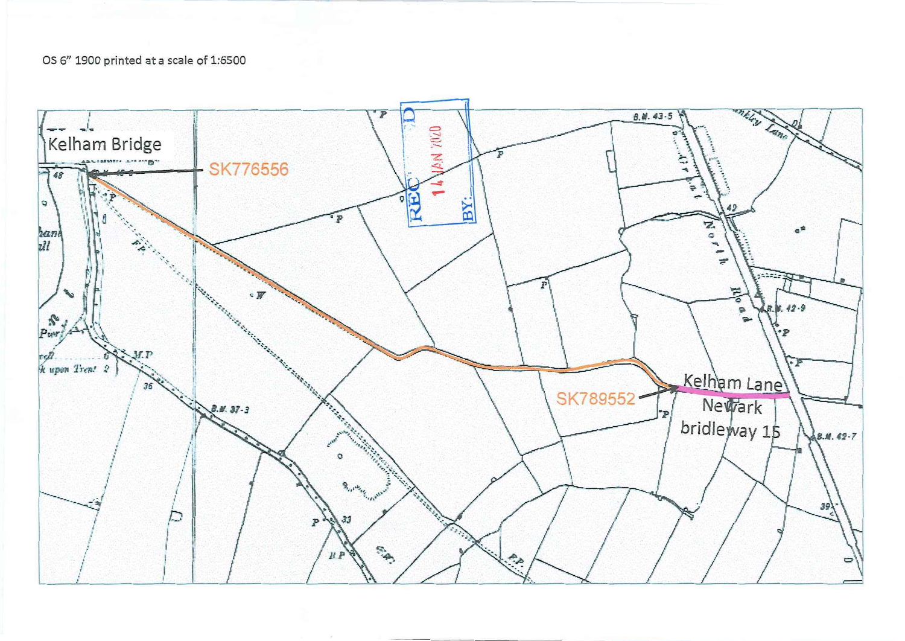OS 6" 1900 printed at a scale of 1:6500

Kelham Bridge

SK776556

SK789552

Kelham Lane

Newark bridleway 15

RECEIVED 14 JAN 2020 BY: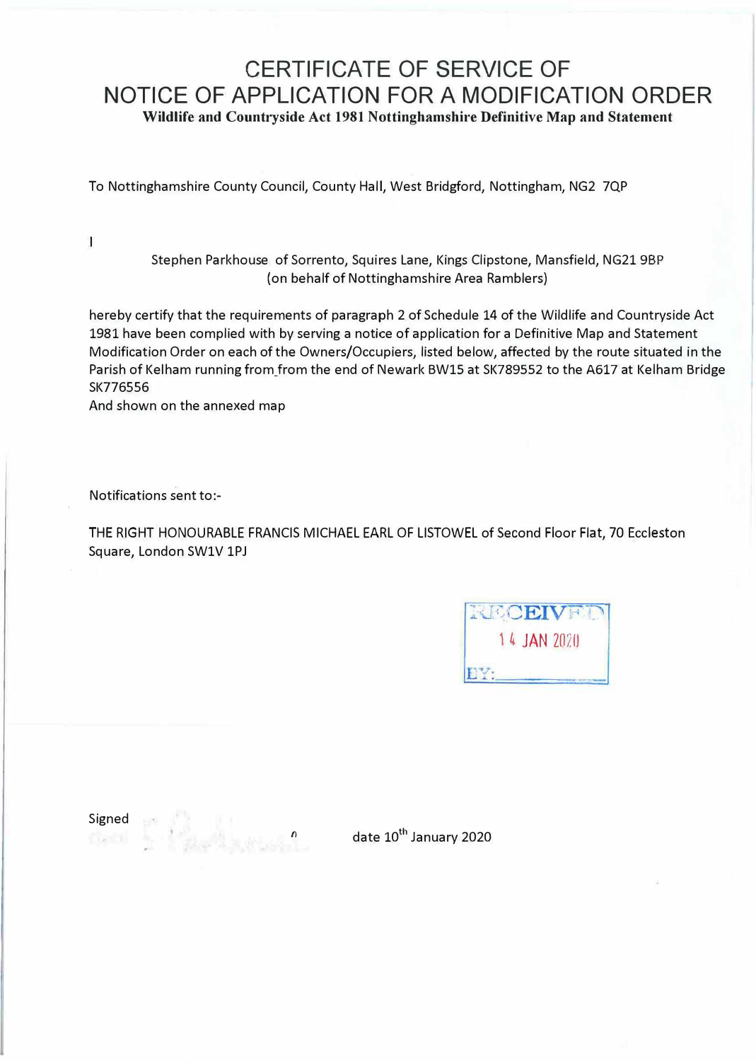# CERTIFICATE OF SERVICE OF NOTICE OF APPLICATION FOR A MODIFICATION ORDER

**Wildlife and Countryside Act 1981 Nottinghamshire Definitive Map and Statement**

To Nottinghamshire County Council, County Hall, West Bridgford, Nottingham, NG2 7QP

I

Stephen Parkhouse of Sorrento, Squires Lane, Kings Clipstone, Mansfield, NG21 9BP
(on behalf of Nottinghamshire Area Ramblers)

hereby certify that the requirements of paragraph 2 of Schedule 14 of the Wildlife and Countryside Act 1981 have been complied with by serving a notice of application for a Definitive Map and Statement Modification Order on each of the Owners/Occupiers, listed below, affected by the route situated in the Parish of Kelham running from_from the end of Newark BW15 at SK789552 to the A617 at Kelham Bridge SK776556
And shown on the annexed map

Notifications sent to:-

THE RIGHT HONOURABLE FRANCIS MICHAEL EARL OF LISTOWEL of Second Floor Flat, 70 Eccleston Square, London SW1V 1PJ

RECEIVED
14 JAN 2020
BY:

Signed

date 10th January 2020